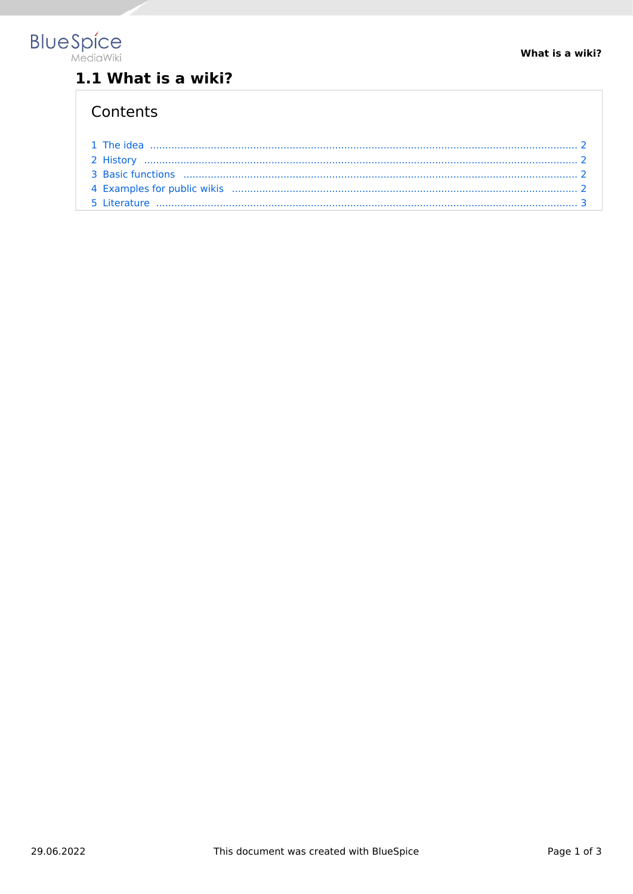# 1.1 What is a wiki?

## Contents

1 The idea .......... 2
2 History .......... 2
3 Basic functions .......... 2
4 Examples for public wikis .......... 2
5 Literature .......... 3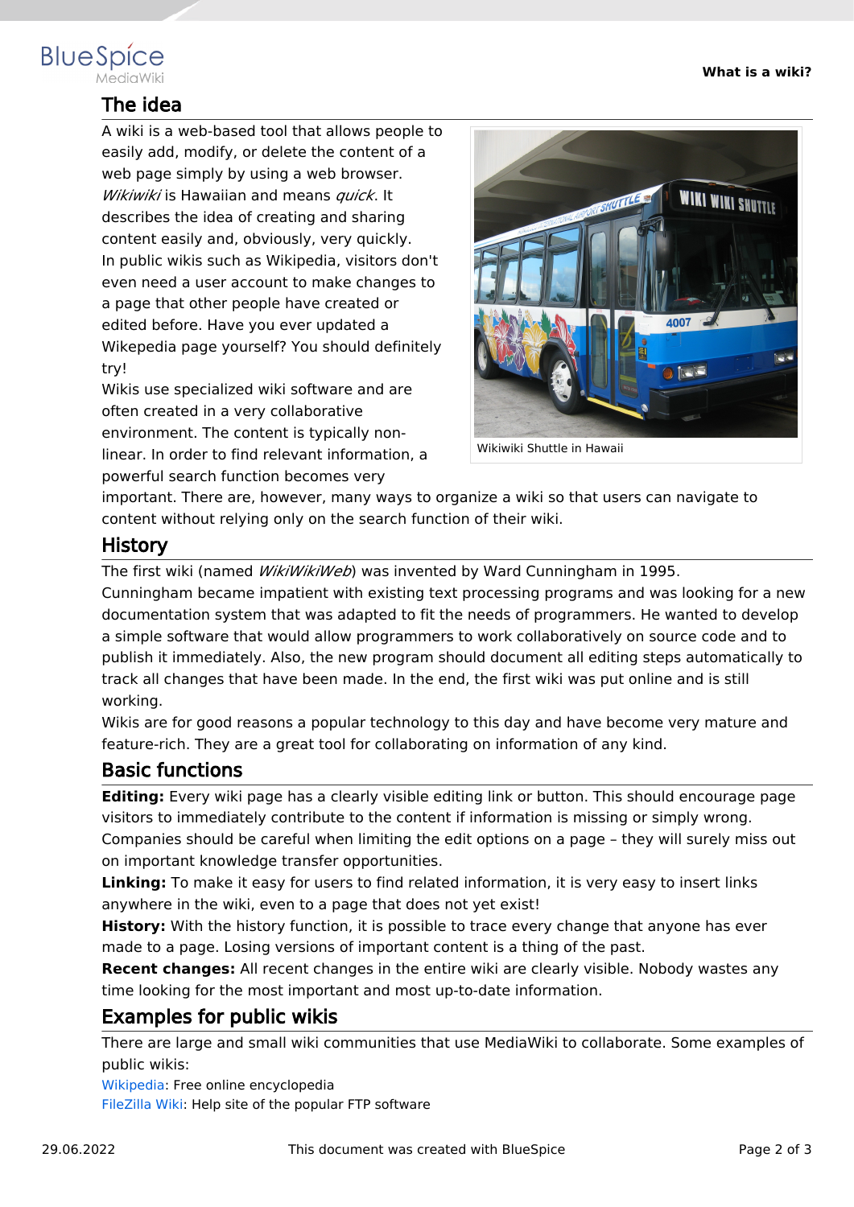## The idea

A wiki is a web-based tool that allows people to easily add, modify, or delete the content of a web page simply by using a web browser. *Wikiwiki* is Hawaiian and means *quick*. It describes the idea of creating and sharing content easily and, obviously, very quickly. In public wikis such as Wikipedia, visitors don't even need a user account to make changes to a page that other people have created or edited before. Have you ever updated a Wikepedia page yourself? You should definitely try!

Wikiwiki Shuttle in Hawaii

Wikis use specialized wiki software and are often created in a very collaborative environment. The content is typically non-linear. In order to find relevant information, a powerful search function becomes very important. There are, however, many ways to organize a wiki so that users can navigate to content without relying only on the search function of their wiki.

## History

The first wiki (named *WikiWikiWeb*) was invented by Ward Cunningham in 1995.
Cunningham became impatient with existing text processing programs and was looking for a new documentation system that was adapted to fit the needs of programmers. He wanted to develop a simple software that would allow programmers to work collaboratively on source code and to publish it immediately. Also, the new program should document all editing steps automatically to track all changes that have been made. In the end, the first wiki was put online and is still working.
Wikis are for good reasons a popular technology to this day and have become very mature and feature-rich. They are a great tool for collaborating on information of any kind.

## Basic functions

**Editing:** Every wiki page has a clearly visible editing link or button. This should encourage page visitors to immediately contribute to the content if information is missing or simply wrong. Companies should be careful when limiting the edit options on a page – they will surely miss out on important knowledge transfer opportunities.
**Linking:** To make it easy for users to find related information, it is very easy to insert links anywhere in the wiki, even to a page that does not yet exist!
**History:** With the history function, it is possible to trace every change that anyone has ever made to a page. Losing versions of important content is a thing of the past.
**Recent changes:** All recent changes in the entire wiki are clearly visible. Nobody wastes any time looking for the most important and most up-to-date information.

## Examples for public wikis

There are large and small wiki communities that use MediaWiki to collaborate. Some examples of public wikis:
Wikipedia: Free online encyclopedia
FileZilla Wiki: Help site of the popular FTP software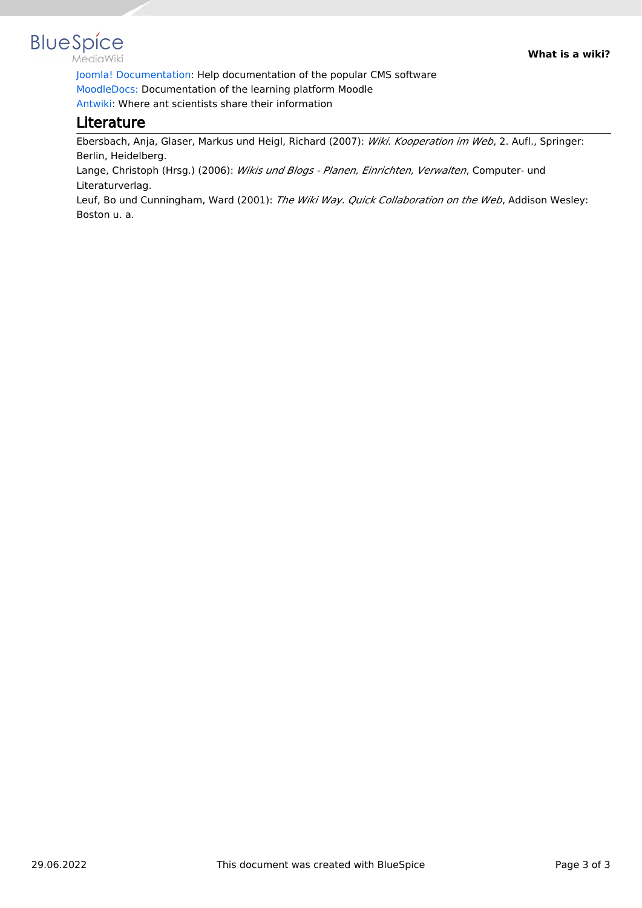Joomla! Documentation: Help documentation of the popular CMS software
MoodleDocs: Documentation of the learning platform Moodle
Antwiki: Where ant scientists share their information

## Literature

Ebersbach, Anja, Glaser, Markus und Heigl, Richard (2007): *Wiki. Kooperation im Web*, 2. Aufl., Springer: Berlin, Heidelberg.

Lange, Christoph (Hrsg.) (2006): *Wikis und Blogs - Planen, Einrichten, Verwalten*, Computer- und Literaturverlag.

Leuf, Bo und Cunningham, Ward (2001): *The Wiki Way. Quick Collaboration on the Web*, Addison Wesley: Boston u. a.